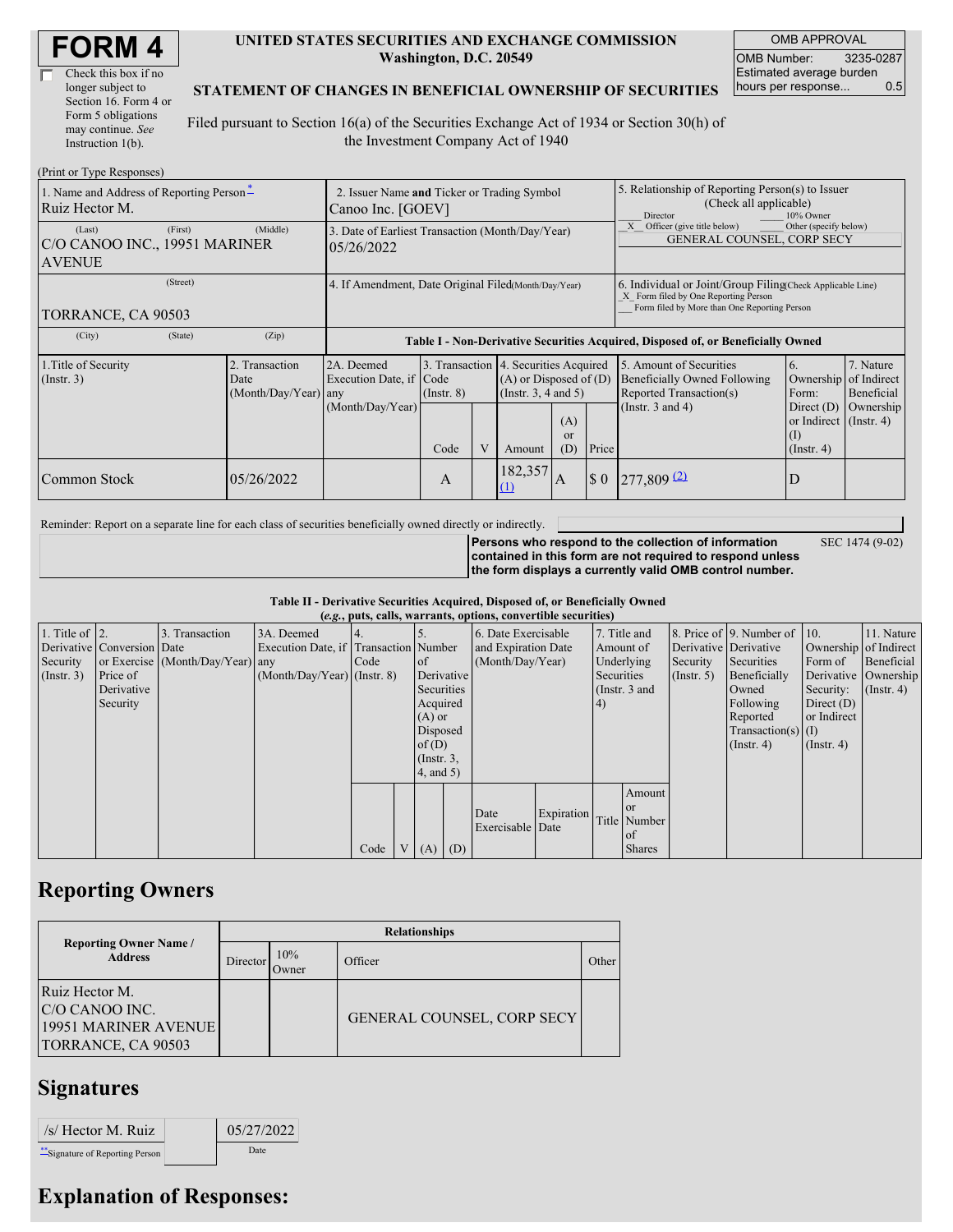# FORM 4

☐ Check this box if no longer subject to Section 16. Form 4 or Form 5 obligations may continue. *See* Instruction 1(b).

**UNITED STATES SECURITIES AND EXCHANGE COMMISSION**
**Washington, D.C. 20549**

**STATEMENT OF CHANGES IN BENEFICIAL OWNERSHIP OF SECURITIES**

Filed pursuant to Section 16(a) of the Securities Exchange Act of 1934 or Section 30(h) of the Investment Company Act of 1940

| OMB APPROVAL | |
|---|---|
| OMB Number: | 3235-0287 |
| Estimated average burden hours per response... | 0.5 |

(Print or Type Responses)

| 1. Name and Address of Reporting Person* | 2. Issuer Name and Ticker or Trading Symbol | 5. Relationship of Reporting Person(s) to Issuer (Check all applicable) |
|---|---|---|
| Ruiz Hector M. | Canoo Inc. [GOEV] | ___ Director ___ 10% Owner |
| (Last) (First) (Middle) | 3. Date of Earliest Transaction (Month/Day/Year) | _X_ Officer (give title below) ___ Other (specify below) |
| C/O CANOO INC., 19951 MARINER AVENUE | 05/26/2022 | GENERAL COUNSEL, CORP SECY |
| (Street) | 4. If Amendment, Date Original Filed (Month/Day/Year) | 6. Individual or Joint/Group Filing (Check Applicable Line) |
| TORRANCE, CA 90503 | | _X_ Form filed by One Reporting Person ___ Form filed by More than One Reporting Person |
| (City) (State) (Zip) | | |

**Table I - Non-Derivative Securities Acquired, Disposed of, or Beneficially Owned**

| 1.Title of Security (Instr. 3) | 2. Transaction Date (Month/Day/Year) | 2A. Deemed Execution Date, if any (Month/Day/Year) | 3. Transaction Code (Instr. 8) | | 4. Securities Acquired (A) or Disposed of (D) (Instr. 3, 4 and 5) | | | 5. Amount of Securities Beneficially Owned Following Reported Transaction(s) (Instr. 3 and 4) | 6. Ownership Form: Direct (D) or Indirect (I) (Instr. 4) | 7. Nature of Indirect Beneficial Ownership (Instr. 4) |
|---|---|---|---|---|---|---|---|---|---|---|
| | | | Code | V | Amount | (A) or (D) | Price | | | |
| Common Stock | 05/26/2022 | | A | | 182,357 (1) | A | $ 0 | 277,809 (2) | D | |

Reminder: Report on a separate line for each class of securities beneficially owned directly or indirectly.

**Persons who respond to the collection of information contained in this form are not required to respond unless the form displays a currently valid OMB control number.** SEC 1474 (9-02)

**Table II - Derivative Securities Acquired, Disposed of, or Beneficially Owned**
**(*e.g.*, puts, calls, warrants, options, convertible securities)**

| 1. Title of Derivative Security (Instr. 3) | 2. Conversion or Exercise Price of Derivative Security | 3. Transaction Date (Month/Day/Year) | 3A. Deemed Execution Date, if any (Month/Day/Year) | 4. Transaction Code (Instr. 8) | | 5. Number of Derivative Securities Acquired (A) or Disposed of (D) (Instr. 3, 4, and 5) | | 6. Date Exercisable and Expiration Date (Month/Day/Year) | | 7. Title and Amount of Underlying Securities (Instr. 3 and 4) | | 8. Price of Derivative Security (Instr. 5) | 9. Number of Derivative Securities Beneficially Owned Following Reported Transaction(s) (Instr. 4) | 10. Ownership Form of Derivative Security: Direct (D) or Indirect (I) (Instr. 4) | 11. Nature of Indirect Beneficial Ownership (Instr. 4) |
|---|---|---|---|---|---|---|---|---|---|---|---|---|---|---|---|
| | | | | Code | V | (A) | (D) | Date Exercisable | Expiration Date | Title | Amount or Number of Shares | | | | |

## Reporting Owners

| Reporting Owner Name / Address | Relationships | | | |
|---|---|---|---|---|
| | Director | 10% Owner | Officer | Other |
| Ruiz Hector M.<br>C/O CANOO INC.<br>19951 MARINER AVENUE<br>TORRANCE, CA 90503 | | | GENERAL COUNSEL, CORP SECY | |

## Signatures

| /s/ Hector M. Ruiz | 05/27/2022 |
|---|---|
| **Signature of Reporting Person | Date |

## Explanation of Responses: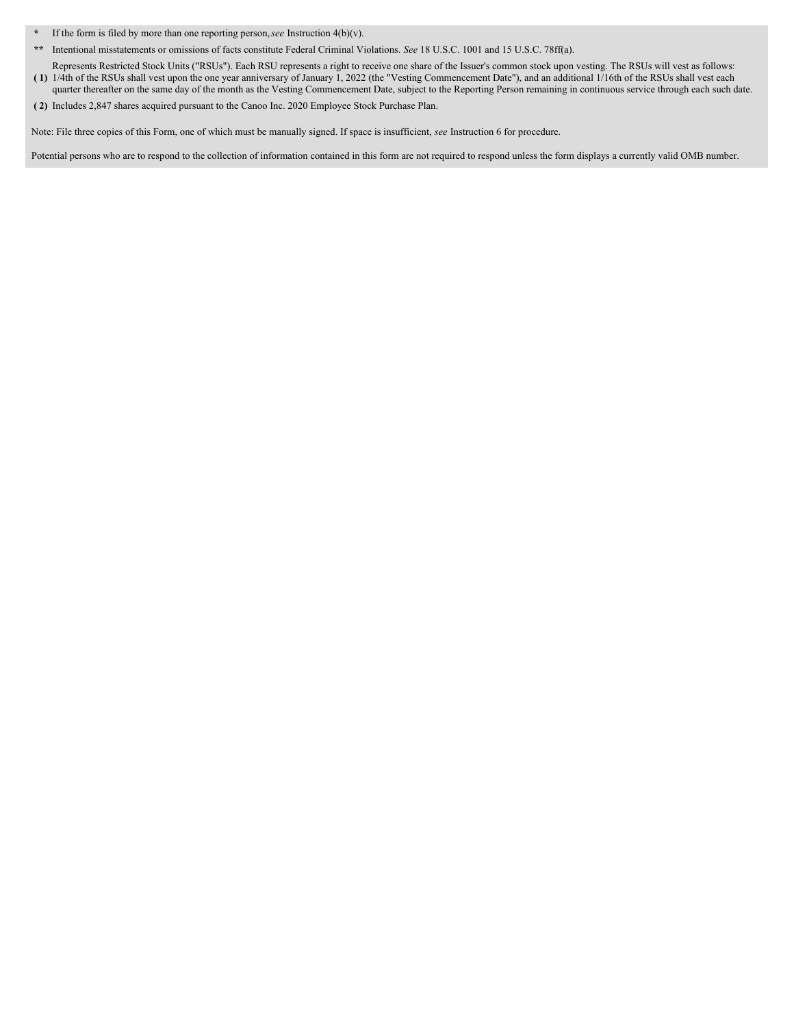\* If the form is filed by more than one reporting person, *see* Instruction 4(b)(v).

\*\* Intentional misstatements or omissions of facts constitute Federal Criminal Violations. *See* 18 U.S.C. 1001 and 15 U.S.C. 78ff(a).

( 1) Represents Restricted Stock Units ("RSUs"). Each RSU represents a right to receive one share of the Issuer's common stock upon vesting. The RSUs will vest as follows: 1/4th of the RSUs shall vest upon the one year anniversary of January 1, 2022 (the "Vesting Commencement Date"), and an additional 1/16th of the RSUs shall vest each quarter thereafter on the same day of the month as the Vesting Commencement Date, subject to the Reporting Person remaining in continuous service through each such date.

( 2) Includes 2,847 shares acquired pursuant to the Canoo Inc. 2020 Employee Stock Purchase Plan.

Note: File three copies of this Form, one of which must be manually signed. If space is insufficient, *see* Instruction 6 for procedure.

Potential persons who are to respond to the collection of information contained in this form are not required to respond unless the form displays a currently valid OMB number.